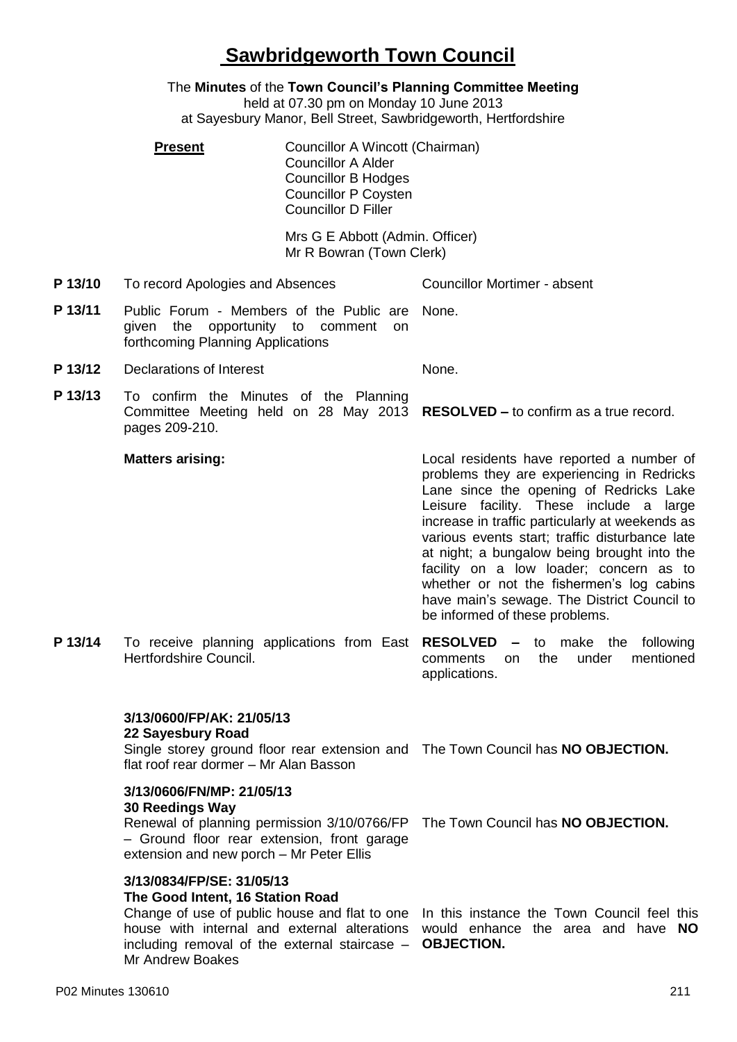# Sawbridgeworth Town Council

The **Minutes** of the **Town Council's Planning Committee Meeting**
held at 07.30 pm on Monday 10 June 2013
at Sayesbury Manor, Bell Street, Sawbridgeworth, Hertfordshire

**Present**

Councillor A Wincott (Chairman)
Councillor A Alder
Councillor B Hodges
Councillor P Coysten
Councillor D Filler

Mrs G E Abbott (Admin. Officer)
Mr R Bowran (Town Clerk)

| | | |
|---|---|---|
| **P 13/10** | To record Apologies and Absences | Councillor Mortimer - absent |
| **P 13/11** | Public Forum - Members of the Public are given the opportunity to comment on forthcoming Planning Applications | None. |
| **P 13/12** | Declarations of Interest | None. |
| **P 13/13** | To confirm the Minutes of the Planning Committee Meeting held on 28 May 2013 pages 209-210. | **RESOLVED –** to confirm as a true record. |
| | **Matters arising:** | Local residents have reported a number of problems they are experiencing in Redricks Lane since the opening of Redricks Lake Leisure facility. These include a large increase in traffic particularly at weekends as various events start; traffic disturbance late at night; a bungalow being brought into the facility on a low loader; concern as to whether or not the fishermen's log cabins have main's sewage. The District Council to be informed of these problems. |
| **P 13/14** | To receive planning applications from East Hertfordshire Council. | **RESOLVED –** to make the following comments on the under mentioned applications. |
| | **3/13/0600/FP/AK: 21/05/13**<br>**22 Sayesbury Road**<br>Single storey ground floor rear extension and flat roof rear dormer – Mr Alan Basson | The Town Council has **NO OBJECTION.** |
| | **3/13/0606/FN/MP: 21/05/13**<br>**30 Reedings Way**<br>Renewal of planning permission 3/10/0766/FP – Ground floor rear extension, front garage extension and new porch – Mr Peter Ellis | The Town Council has **NO OBJECTION.** |
| | **3/13/0834/FP/SE: 31/05/13**<br>**The Good Intent, 16 Station Road**<br>Change of use of public house and flat to one house with internal and external alterations including removal of the external staircase – Mr Andrew Boakes | In this instance the Town Council feel this would enhance the area and have **NO OBJECTION.** |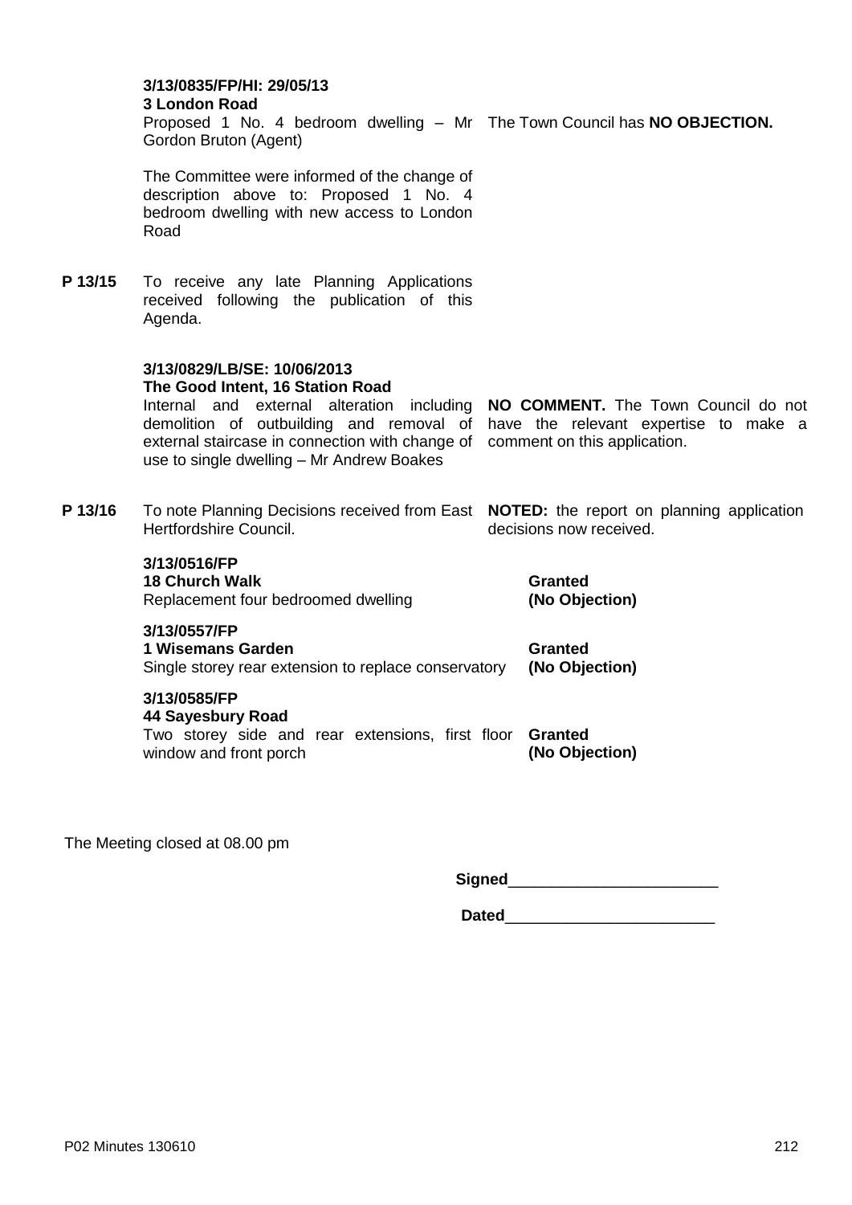**3/13/0835/FP/HI: 29/05/13**
**3 London Road**
Proposed 1 No. 4 bedroom dwelling – Mr Gordon Bruton (Agent)

The Town Council has **NO OBJECTION.**

The Committee were informed of the change of description above to: Proposed 1 No. 4 bedroom dwelling with new access to London Road

**P 13/15** To receive any late Planning Applications received following the publication of this Agenda.

**3/13/0829/LB/SE: 10/06/2013**
**The Good Intent, 16 Station Road**
Internal and external alteration including demolition of outbuilding and removal of external staircase in connection with change of use to single dwelling – Mr Andrew Boakes

**NO COMMENT.** The Town Council do not have the relevant expertise to make a comment on this application.

**P 13/16** To note Planning Decisions received from East Hertfordshire Council.

**NOTED:** the report on planning application decisions now received.

**3/13/0516/FP**
**18 Church Walk**
Replacement four bedroomed dwelling

**Granted**
**(No Objection)**

**3/13/0557/FP**
**1 Wisemans Garden**
Single storey rear extension to replace conservatory

**Granted**
**(No Objection)**

**3/13/0585/FP**
**44 Sayesbury Road**
Two storey side and rear extensions, first floor window and front porch

**Granted**
**(No Objection)**

The Meeting closed at 08.00 pm

**Signed**________________________

**Dated**________________________

P02 Minutes 130610